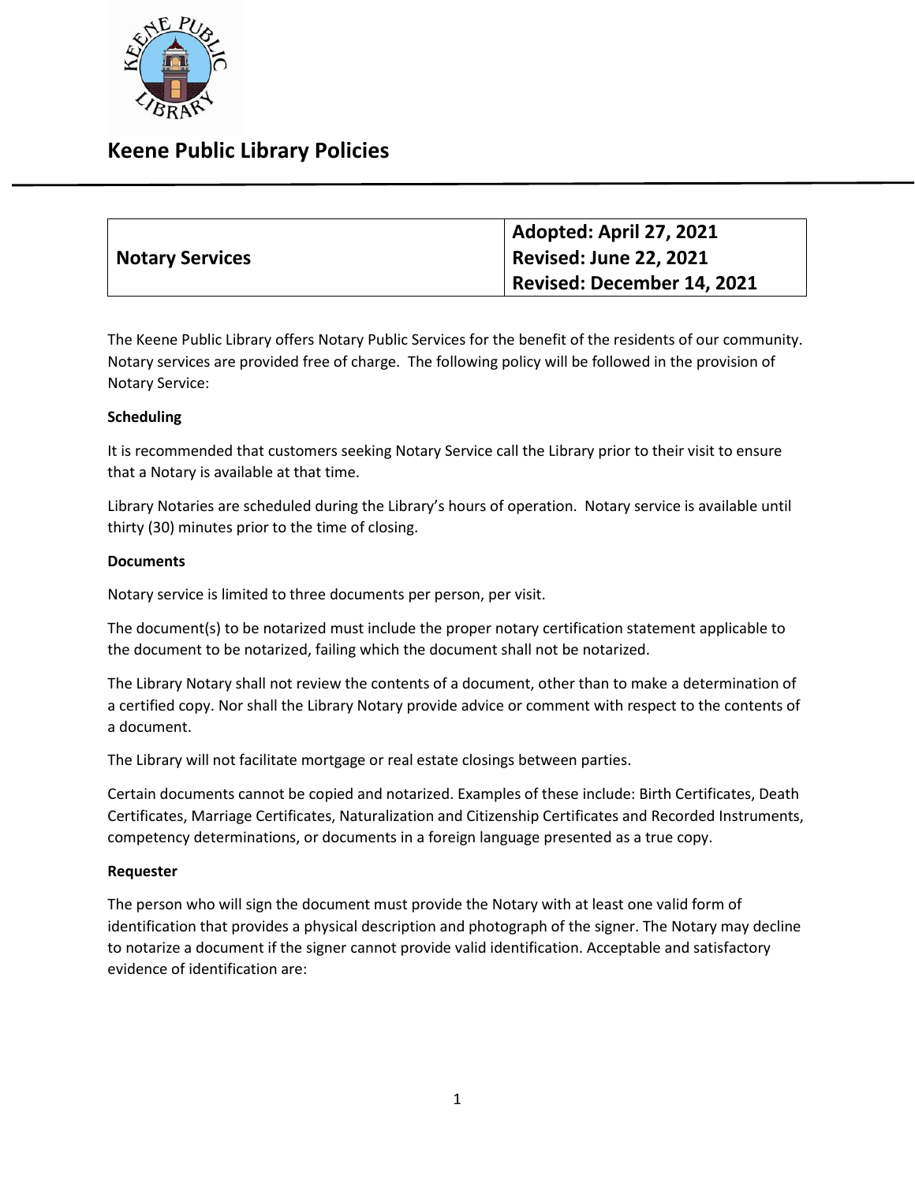# Keene Public Library Policies

| Notary Services | Adopted: April 27, 2021<br>Revised: June 22, 2021<br>Revised: December 14, 2021 |
|---|---|

The Keene Public Library offers Notary Public Services for the benefit of the residents of our community. Notary services are provided free of charge. The following policy will be followed in the provision of Notary Service:

**Scheduling**

It is recommended that customers seeking Notary Service call the Library prior to their visit to ensure that a Notary is available at that time.

Library Notaries are scheduled during the Library's hours of operation. Notary service is available until thirty (30) minutes prior to the time of closing.

**Documents**

Notary service is limited to three documents per person, per visit.

The document(s) to be notarized must include the proper notary certification statement applicable to the document to be notarized, failing which the document shall not be notarized.

The Library Notary shall not review the contents of a document, other than to make a determination of a certified copy. Nor shall the Library Notary provide advice or comment with respect to the contents of a document.

The Library will not facilitate mortgage or real estate closings between parties.

Certain documents cannot be copied and notarized. Examples of these include: Birth Certificates, Death Certificates, Marriage Certificates, Naturalization and Citizenship Certificates and Recorded Instruments, competency determinations, or documents in a foreign language presented as a true copy.

**Requester**

The person who will sign the document must provide the Notary with at least one valid form of identification that provides a physical description and photograph of the signer. The Notary may decline to notarize a document if the signer cannot provide valid identification. Acceptable and satisfactory evidence of identification are: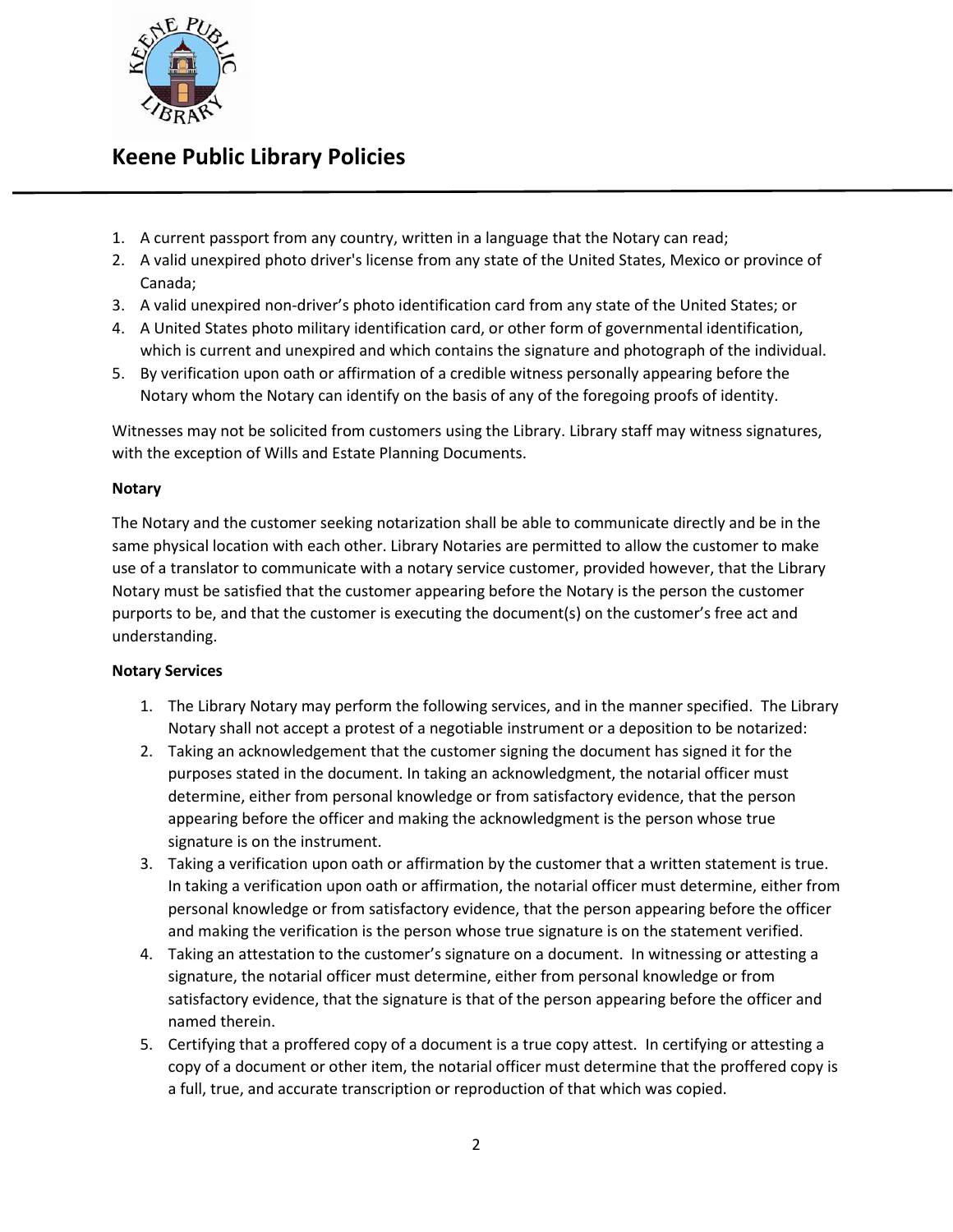1. A current passport from any country, written in a language that the Notary can read;
2. A valid unexpired photo driver's license from any state of the United States, Mexico or province of Canada;
3. A valid unexpired non-driver's photo identification card from any state of the United States; or
4. A United States photo military identification card, or other form of governmental identification, which is current and unexpired and which contains the signature and photograph of the individual.
5. By verification upon oath or affirmation of a credible witness personally appearing before the Notary whom the Notary can identify on the basis of any of the foregoing proofs of identity.

Witnesses may not be solicited from customers using the Library. Library staff may witness signatures, with the exception of Wills and Estate Planning Documents.

**Notary**

The Notary and the customer seeking notarization shall be able to communicate directly and be in the same physical location with each other. Library Notaries are permitted to allow the customer to make use of a translator to communicate with a notary service customer, provided however, that the Library Notary must be satisfied that the customer appearing before the Notary is the person the customer purports to be, and that the customer is executing the document(s) on the customer's free act and understanding.

**Notary Services**

1. The Library Notary may perform the following services, and in the manner specified. The Library Notary shall not accept a protest of a negotiable instrument or a deposition to be notarized:
2. Taking an acknowledgement that the customer signing the document has signed it for the purposes stated in the document. In taking an acknowledgment, the notarial officer must determine, either from personal knowledge or from satisfactory evidence, that the person appearing before the officer and making the acknowledgment is the person whose true signature is on the instrument.
3. Taking a verification upon oath or affirmation by the customer that a written statement is true. In taking a verification upon oath or affirmation, the notarial officer must determine, either from personal knowledge or from satisfactory evidence, that the person appearing before the officer and making the verification is the person whose true signature is on the statement verified.
4. Taking an attestation to the customer's signature on a document. In witnessing or attesting a signature, the notarial officer must determine, either from personal knowledge or from satisfactory evidence, that the signature is that of the person appearing before the officer and named therein.
5. Certifying that a proffered copy of a document is a true copy attest. In certifying or attesting a copy of a document or other item, the notarial officer must determine that the proffered copy is a full, true, and accurate transcription or reproduction of that which was copied.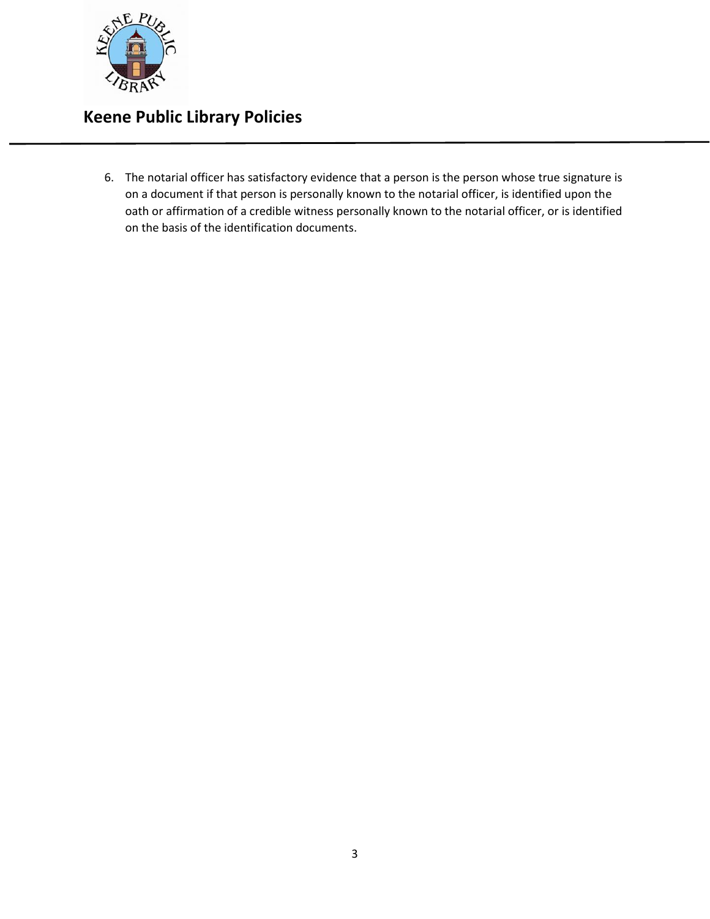6. The notarial officer has satisfactory evidence that a person is the person whose true signature is on a document if that person is personally known to the notarial officer, is identified upon the oath or affirmation of a credible witness personally known to the notarial officer, or is identified on the basis of the identification documents.